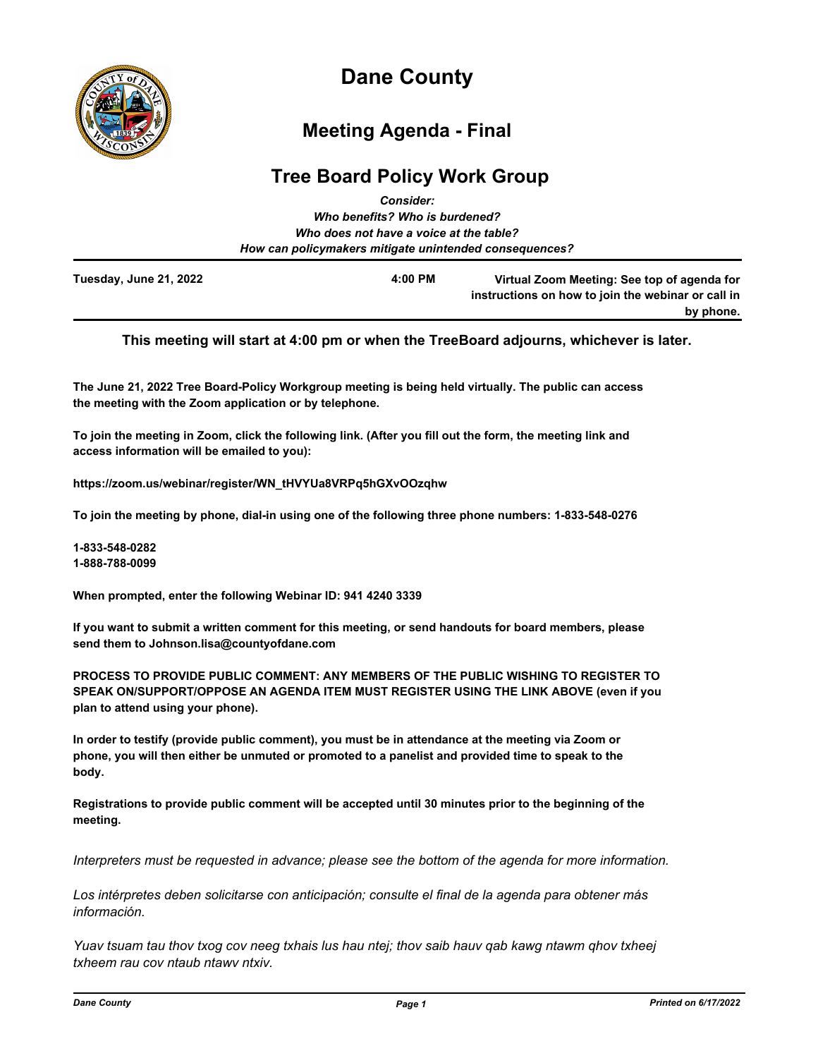# Dane County

## Meeting Agenda - Final

## Tree Board Policy Work Group

*Consider:*
*Who benefits? Who is burdened?*
*Who does not have a voice at the table?*
*How can policymakers mitigate unintended consequences?*

**Tuesday, June 21, 2022** **4:00 PM** **Virtual Zoom Meeting: See top of agenda for instructions on how to join the webinar or call in by phone.**

**This meeting will start at 4:00 pm or when the TreeBoard adjourns, whichever is later.**

**The June 21, 2022 Tree Board-Policy Workgroup meeting is being held virtually. The public can access the meeting with the Zoom application or by telephone.**

**To join the meeting in Zoom, click the following link. (After you fill out the form, the meeting link and access information will be emailed to you):**

**https://zoom.us/webinar/register/WN_tHVYUa8VRPq5hGXvOOzqhw**

**To join the meeting by phone, dial-in using one of the following three phone numbers: 1-833-548-0276**

**1-833-548-0282**
**1-888-788-0099**

**When prompted, enter the following Webinar ID: 941 4240 3339**

**If you want to submit a written comment for this meeting, or send handouts for board members, please send them to Johnson.lisa@countyofdane.com**

**PROCESS TO PROVIDE PUBLIC COMMENT: ANY MEMBERS OF THE PUBLIC WISHING TO REGISTER TO SPEAK ON/SUPPORT/OPPOSE AN AGENDA ITEM MUST REGISTER USING THE LINK ABOVE (even if you plan to attend using your phone).**

**In order to testify (provide public comment), you must be in attendance at the meeting via Zoom or phone, you will then either be unmuted or promoted to a panelist and provided time to speak to the body.**

**Registrations to provide public comment will be accepted until 30 minutes prior to the beginning of the meeting.**

*Interpreters must be requested in advance; please see the bottom of the agenda for more information.*

*Los intérpretes deben solicitarse con anticipación; consulte el final de la agenda para obtener más información.*

*Yuav tsuam tau thov txog cov neeg txhais lus hau ntej; thov saib hauv qab kawg ntawm qhov txheej txheem rau cov ntaub ntawv ntxiv.*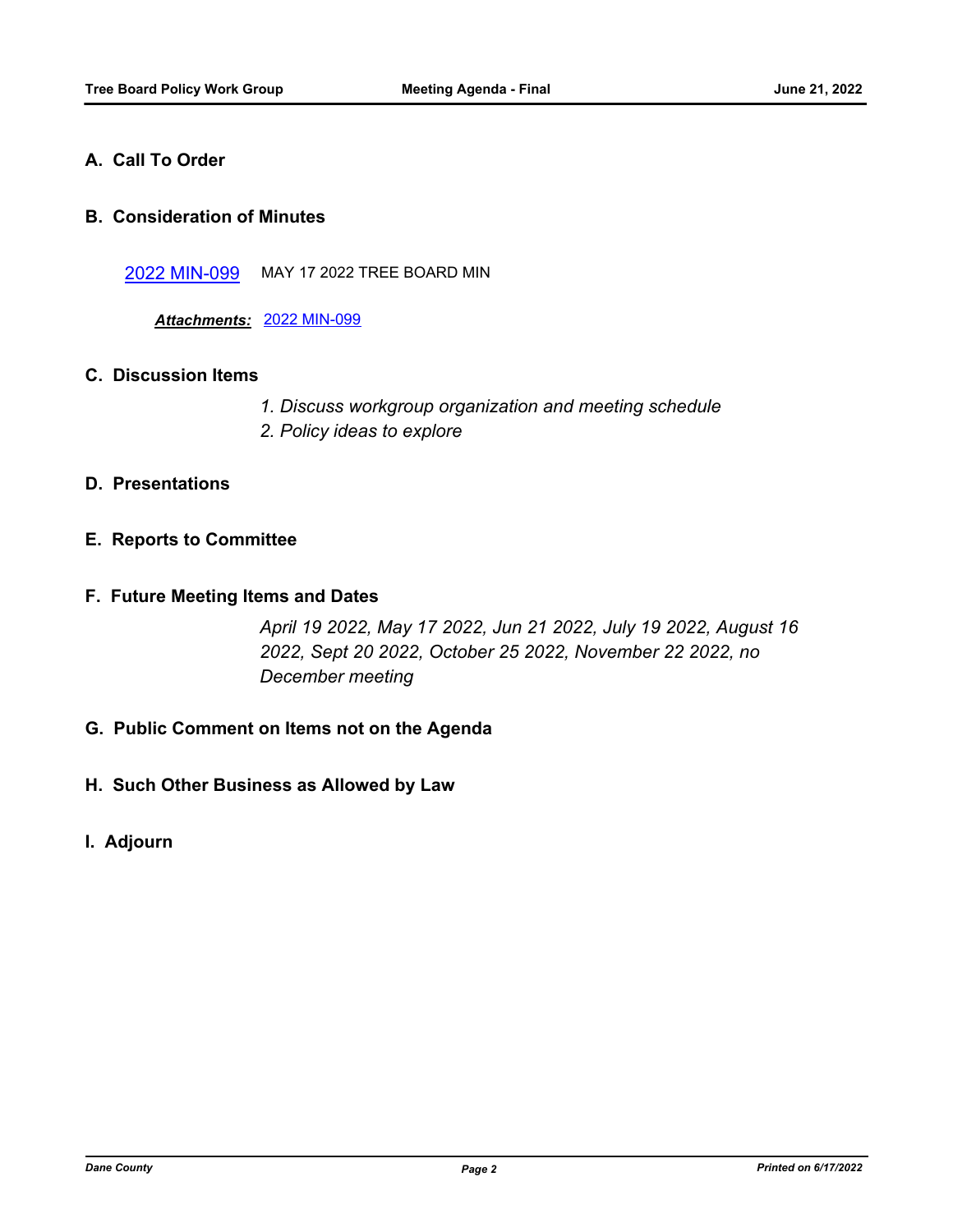## A. Call To Order

## B. Consideration of Minutes

2022 MIN-099 MAY 17 2022 TREE BOARD MIN

***Attachments:*** 2022 MIN-099

## C. Discussion Items

*1. Discuss workgroup organization and meeting schedule*
*2. Policy ideas to explore*

## D. Presentations

## E. Reports to Committee

## F. Future Meeting Items and Dates

*April 19 2022, May 17 2022, Jun 21 2022, July 19 2022, August 16 2022, Sept 20 2022, October 25 2022, November 22 2022, no December meeting*

## G. Public Comment on Items not on the Agenda

## H. Such Other Business as Allowed by Law

## I. Adjourn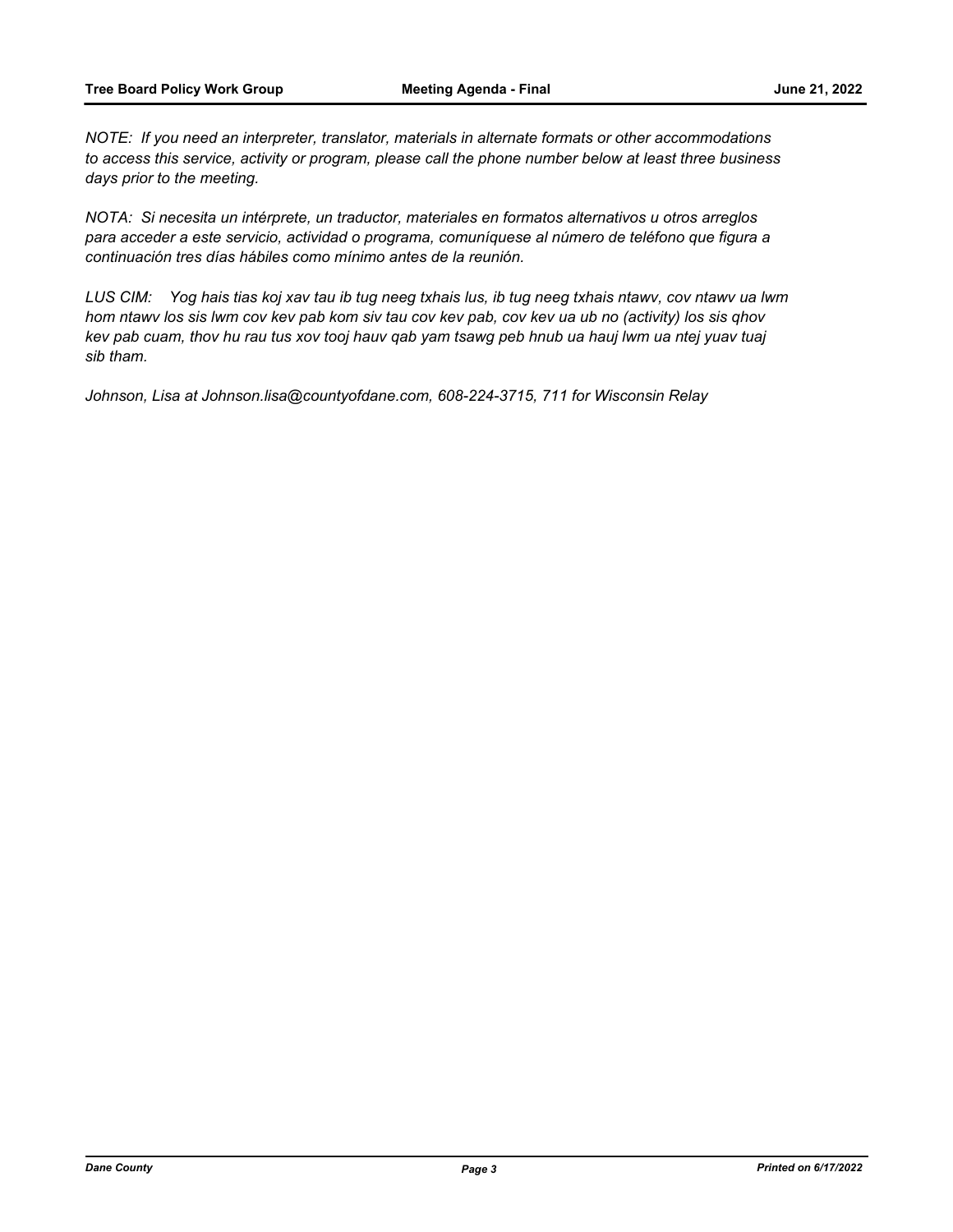*NOTE: If you need an interpreter, translator, materials in alternate formats or other accommodations to access this service, activity or program, please call the phone number below at least three business days prior to the meeting.*

*NOTA: Si necesita un intérprete, un traductor, materiales en formatos alternativos u otros arreglos para acceder a este servicio, actividad o programa, comuníquese al número de teléfono que figura a continuación tres días hábiles como mínimo antes de la reunión.*

*LUS CIM: Yog hais tias koj xav tau ib tug neeg txhais lus, ib tug neeg txhais ntawv, cov ntawv ua lwm hom ntawv los sis lwm cov kev pab kom siv tau cov kev pab, cov kev ua ub no (activity) los sis qhov kev pab cuam, thov hu rau tus xov tooj hauv qab yam tsawg peb hnub ua hauj lwm ua ntej yuav tuaj sib tham.*

*Johnson, Lisa at Johnson.lisa@countyofdane.com, 608-224-3715, 711 for Wisconsin Relay*